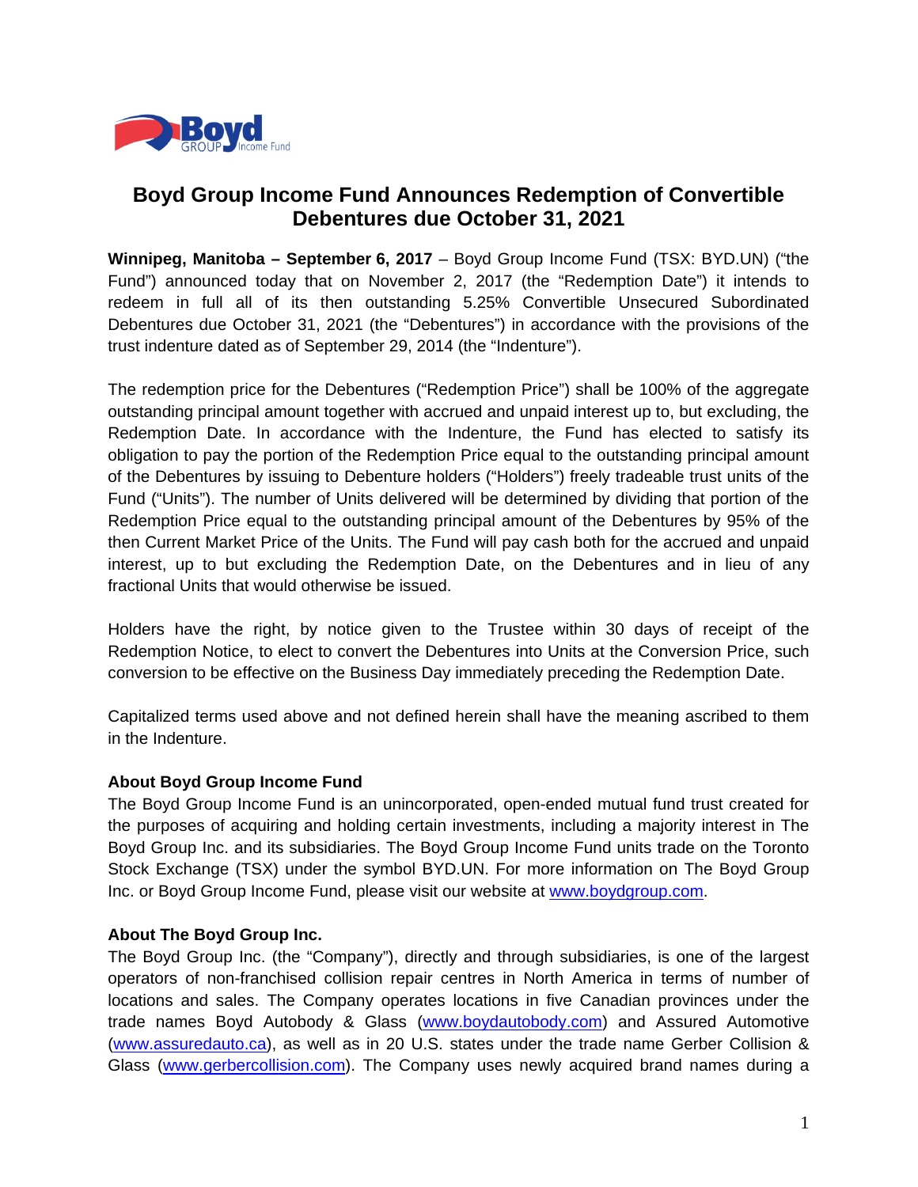# Boyd Group Income Fund Announces Redemption of Convertible Debentures due October 31, 2021

**Winnipeg, Manitoba – September 6, 2017** – Boyd Group Income Fund (TSX: BYD.UN) ("the Fund") announced today that on November 2, 2017 (the "Redemption Date") it intends to redeem in full all of its then outstanding 5.25% Convertible Unsecured Subordinated Debentures due October 31, 2021 (the "Debentures") in accordance with the provisions of the trust indenture dated as of September 29, 2014 (the "Indenture").

The redemption price for the Debentures ("Redemption Price") shall be 100% of the aggregate outstanding principal amount together with accrued and unpaid interest up to, but excluding, the Redemption Date. In accordance with the Indenture, the Fund has elected to satisfy its obligation to pay the portion of the Redemption Price equal to the outstanding principal amount of the Debentures by issuing to Debenture holders ("Holders") freely tradeable trust units of the Fund ("Units"). The number of Units delivered will be determined by dividing that portion of the Redemption Price equal to the outstanding principal amount of the Debentures by 95% of the then Current Market Price of the Units. The Fund will pay cash both for the accrued and unpaid interest, up to but excluding the Redemption Date, on the Debentures and in lieu of any fractional Units that would otherwise be issued.

Holders have the right, by notice given to the Trustee within 30 days of receipt of the Redemption Notice, to elect to convert the Debentures into Units at the Conversion Price, such conversion to be effective on the Business Day immediately preceding the Redemption Date.

Capitalized terms used above and not defined herein shall have the meaning ascribed to them in the Indenture.

**About Boyd Group Income Fund**

The Boyd Group Income Fund is an unincorporated, open-ended mutual fund trust created for the purposes of acquiring and holding certain investments, including a majority interest in The Boyd Group Inc. and its subsidiaries. The Boyd Group Income Fund units trade on the Toronto Stock Exchange (TSX) under the symbol BYD.UN. For more information on The Boyd Group Inc. or Boyd Group Income Fund, please visit our website at www.boydgroup.com.

**About The Boyd Group Inc.**

The Boyd Group Inc. (the "Company"), directly and through subsidiaries, is one of the largest operators of non-franchised collision repair centres in North America in terms of number of locations and sales. The Company operates locations in five Canadian provinces under the trade names Boyd Autobody & Glass (www.boydautobody.com) and Assured Automotive (www.assuredauto.ca), as well as in 20 U.S. states under the trade name Gerber Collision & Glass (www.gerbercollision.com). The Company uses newly acquired brand names during a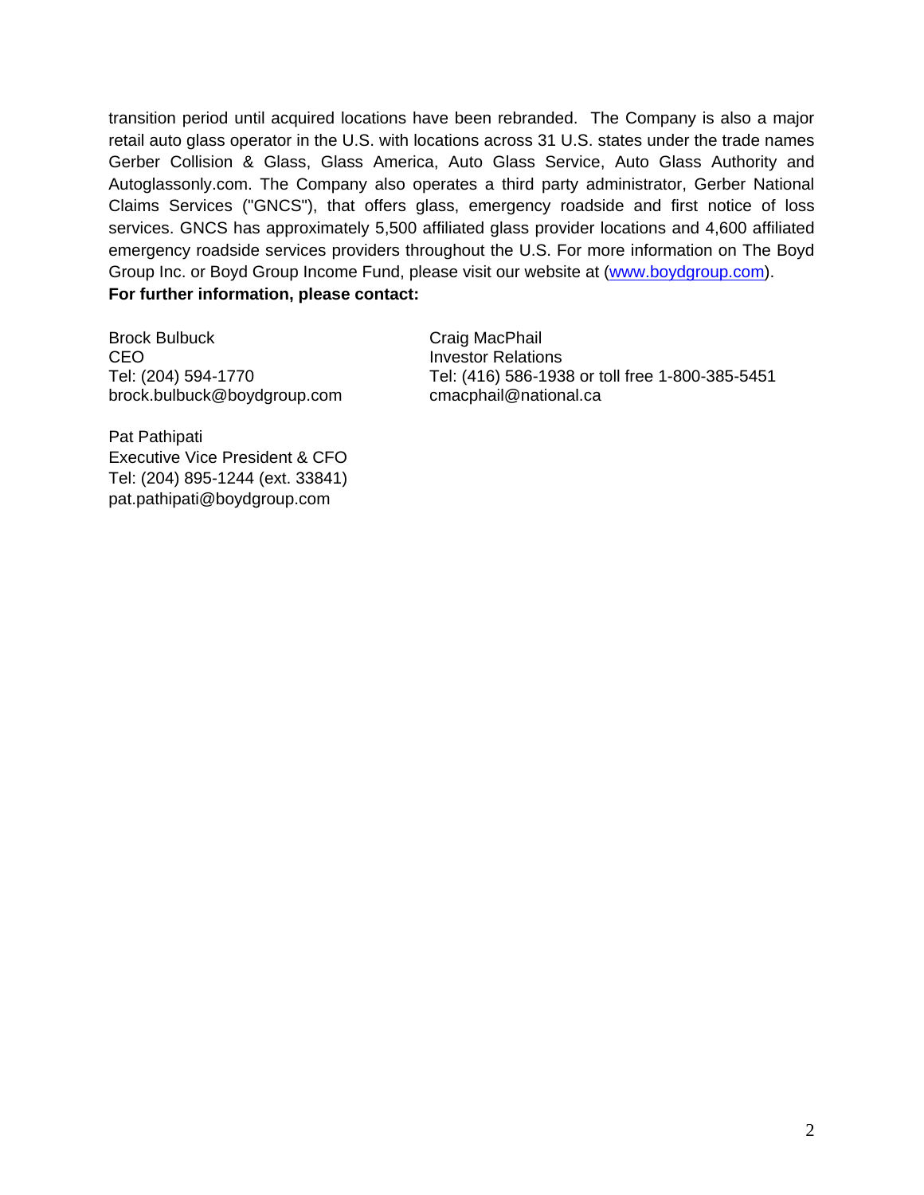transition period until acquired locations have been rebranded. The Company is also a major retail auto glass operator in the U.S. with locations across 31 U.S. states under the trade names Gerber Collision & Glass, Glass America, Auto Glass Service, Auto Glass Authority and Autoglassonly.com. The Company also operates a third party administrator, Gerber National Claims Services ("GNCS"), that offers glass, emergency roadside and first notice of loss services. GNCS has approximately 5,500 affiliated glass provider locations and 4,600 affiliated emergency roadside services providers throughout the U.S. For more information on The Boyd Group Inc. or Boyd Group Income Fund, please visit our website at (www.boydgroup.com).

**For further information, please contact:**

Brock Bulbuck
CEO
Tel: (204) 594-1770
brock.bulbuck@boydgroup.com

Pat Pathipati
Executive Vice President & CFO
Tel: (204) 895-1244 (ext. 33841)
pat.pathipati@boydgroup.com

Craig MacPhail
Investor Relations
Tel: (416) 586-1938 or toll free 1-800-385-5451
cmacphail@national.ca